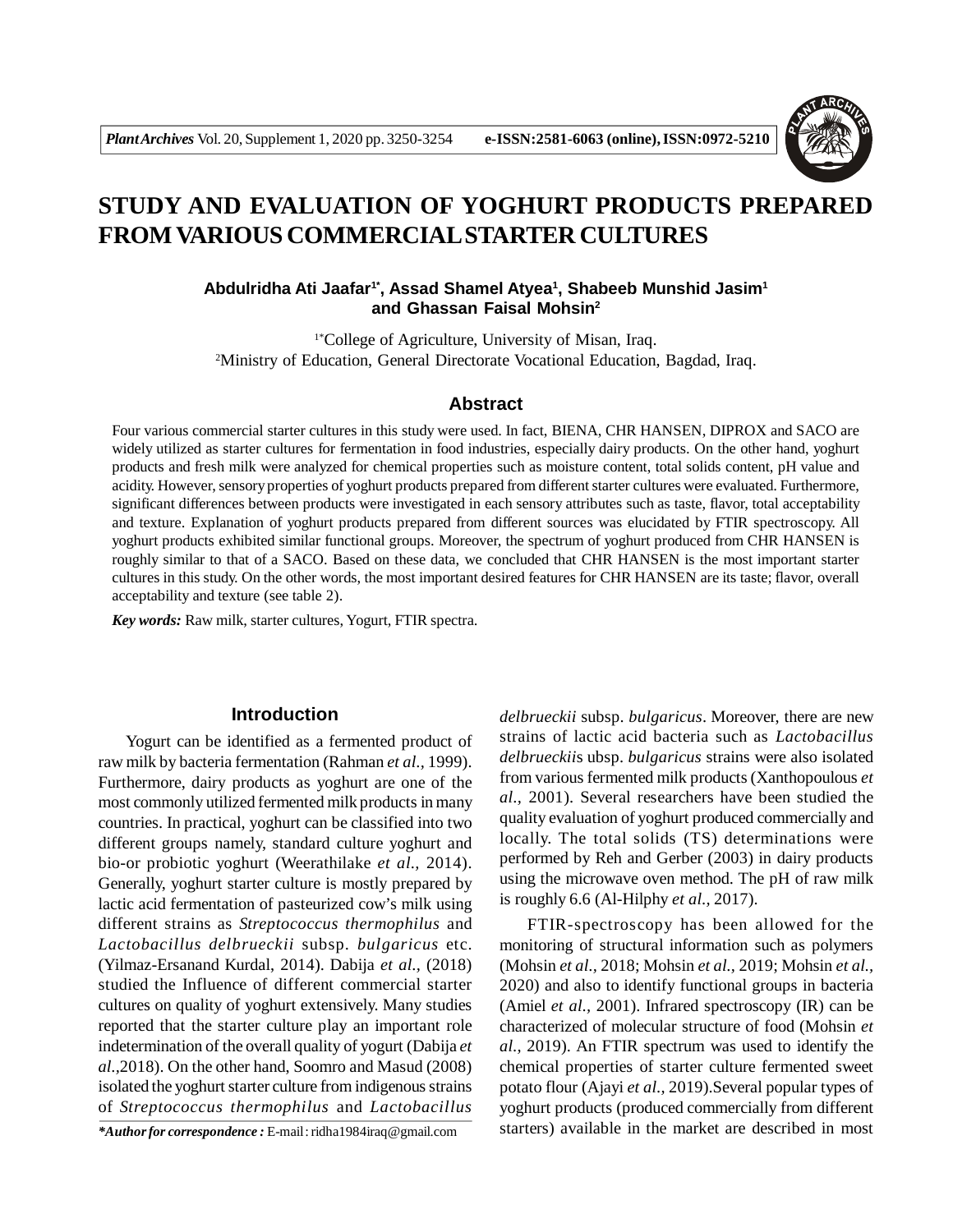# STUDY AND EVALUATION OF YOGHURT PRODUCTS PREPARED FROM VARIOUS COMMERCIAL STARTER CULTURES

**Abdulridha Ati Jaafar[1*], Assad Shamel Atyea[1], Shabeeb Munshid Jasim[1] and Ghassan Faisal Mohsin[2]**

[1*]College of Agriculture, University of Misan, Iraq.
[2]Ministry of Education, General Directorate Vocational Education, Bagdad, Iraq.

## Abstract

Four various commercial starter cultures in this study were used. In fact, BIENA, CHR HANSEN, DIPROX and SACO are widely utilized as starter cultures for fermentation in food industries, especially dairy products. On the other hand, yoghurt products and fresh milk were analyzed for chemical properties such as moisture content, total solids content, pH value and acidity. However, sensory properties of yoghurt products prepared from different starter cultures were evaluated. Furthermore, significant differences between products were investigated in each sensory attributes such as taste, flavor, total acceptability and texture. Explanation of yoghurt products prepared from different sources was elucidated by FTIR spectroscopy. All yoghurt products exhibited similar functional groups. Moreover, the spectrum of yoghurt produced from CHR HANSEN is roughly similar to that of a SACO. Based on these data, we concluded that CHR HANSEN is the most important starter cultures in this study. On the other words, the most important desired features for CHR HANSEN are its taste; flavor, overall acceptability and texture (see table 2).

***Key words:*** Raw milk, starter cultures, Yogurt, FTIR spectra.

## Introduction

Yogurt can be identified as a fermented product of raw milk by bacteria fermentation (Rahman *et al.,* 1999). Furthermore, dairy products as yoghurt are one of the most commonly utilized fermented milk products in many countries. In practical, yoghurt can be classified into two different groups namely, standard culture yoghurt and bio-or probiotic yoghurt (Weerathilake *et al.,* 2014). Generally, yoghurt starter culture is mostly prepared by lactic acid fermentation of pasteurized cow's milk using different strains as *Streptococcus thermophilus* and *Lactobacillus delbrueckii* subsp. *bulgaricus* etc. (Yilmaz-Ersanand Kurdal, 2014). Dabija *et al.,* (2018) studied the Influence of different commercial starter cultures on quality of yoghurt extensively. Many studies reported that the starter culture play an important role indetermination of the overall quality of yogurt (Dabija *et al.,*2018). On the other hand, Soomro and Masud (2008) isolated the yoghurt starter culture from indigenous strains of *Streptococcus thermophilus* and *Lactobacillus delbrueckii* subsp. *bulgaricus*. Moreover, there are new strains of lactic acid bacteria such as *Lactobacillus delbrueckii*s ubsp. *bulgaricus* strains were also isolated from various fermented milk products (Xanthopoulous *et al.,* 2001). Several researchers have been studied the quality evaluation of yoghurt produced commercially and locally. The total solids (TS) determinations were performed by Reh and Gerber (2003) in dairy products using the microwave oven method. The pH of raw milk is roughly 6.6 (Al-Hilphy *et al.,* 2017).

FTIR-spectroscopy has been allowed for the monitoring of structural information such as polymers (Mohsin *et al.,* 2018; Mohsin *et al.,* 2019; Mohsin *et al.,* 2020) and also to identify functional groups in bacteria (Amiel *et al.,* 2001). Infrared spectroscopy (IR) can be characterized of molecular structure of food (Mohsin *et al.,* 2019). An FTIR spectrum was used to identify the chemical properties of starter culture fermented sweet potato flour (Ajayi *et al.,* 2019).Several popular types of yoghurt products (produced commercially from different starters) available in the market are described in most

***Author for correspondence :** E-mail : ridha1984iraq@gmail.com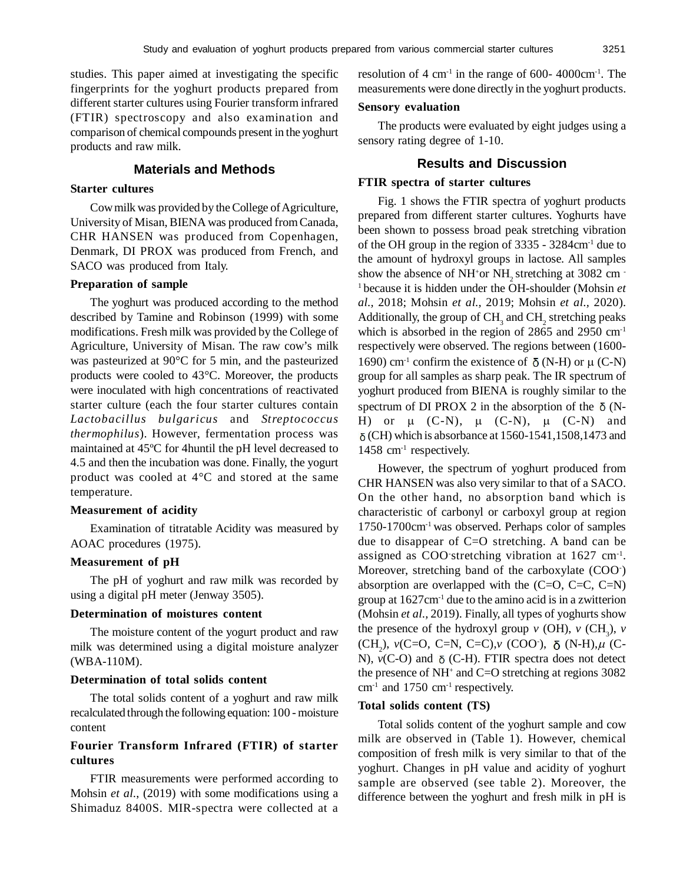studies. This paper aimed at investigating the specific fingerprints for the yoghurt products prepared from different starter cultures using Fourier transform infrared (FTIR) spectroscopy and also examination and comparison of chemical compounds present in the yoghurt products and raw milk.

## Materials and Methods

### Starter cultures

Cow milk was provided by the College of Agriculture, University of Misan, BIENA was produced from Canada, CHR HANSEN was produced from Copenhagen, Denmark, DI PROX was produced from French, and SACO was produced from Italy.

### Preparation of sample

The yoghurt was produced according to the method described by Tamine and Robinson (1999) with some modifications. Fresh milk was provided by the College of Agriculture, University of Misan. The raw cow's milk was pasteurized at 90°C for 5 min, and the pasteurized products were cooled to 43°C. Moreover, the products were inoculated with high concentrations of reactivated starter culture (each the four starter cultures contain *Lactobacillus bulgaricus* and *Streptococcus thermophilus*). However, fermentation process was maintained at 45ºC for 4huntil the pH level decreased to 4.5 and then the incubation was done. Finally, the yogurt product was cooled at 4°C and stored at the same temperature.

### Measurement of acidity

Examination of titratable Acidity was measured by AOAC procedures (1975).

### Measurement of pH

The pH of yoghurt and raw milk was recorded by using a digital pH meter (Jenway 3505).

### Determination of moistures content

The moisture content of the yogurt product and raw milk was determined using a digital moisture analyzer (WBA-110M).

### Determination of total solids content

The total solids content of a yoghurt and raw milk recalculated through the following equation: 100 - moisture content

### Fourier Transform Infrared (FTIR) of starter cultures

FTIR measurements were performed according to Mohsin *et al.*, (2019) with some modifications using a Shimaduz 8400S. MIR-spectra were collected at a resolution of 4 $cm^{-1}$ in the range of 600- 4000$cm^{-1}$. The measurements were done directly in the yoghurt products.

### Sensory evaluation

The products were evaluated by eight judges using a sensory rating degree of 1-10.

## Results and Discussion

### FTIR spectra of starter cultures

Fig. 1 shows the FTIR spectra of yoghurt products prepared from different starter cultures. Yoghurts have been shown to possess broad peak stretching vibration of the OH group in the region of 3335 - 3284$cm^{-1}$ due to the amount of hydroxyl groups in lactose. All samples show the absence of $NH^{+}$or $NH_2$ stretching at 3082 $cm^{-1}$ because it is hidden under the OH-shoulder (Mohsin *et al.*, 2018; Mohsin *et al.*, 2019; Mohsin *et al.*, 2020). Additionally, the group of $CH_3$ and $CH_2$ stretching peaks which is absorbed in the region of 2865 and 2950 $cm^{-1}$ respectively were observed. The regions between (1600-1690) $cm^{-1}$ confirm the existence of $\delta$ (N-H) or $\mu$ (C-N) group for all samples as sharp peak. The IR spectrum of yoghurt produced from BIENA is roughly similar to the spectrum of DI PROX 2 in the absorption of the $\delta$ (N-H) or $\mu$ (C-N), $\mu$ (C-N), $\mu$ (C-N) and $\delta$ (CH) which is absorbance at 1560-1541,1508,1473 and 1458 $cm^{-1}$ respectively.

However, the spectrum of yoghurt produced from CHR HANSEN was also very similar to that of a SACO. On the other hand, no absorption band which is characteristic of carbonyl or carboxyl group at region 1750-1700$cm^{-1}$ was observed. Perhaps color of samples due to disappear of C=O stretching. A band can be assigned as $COO^{-}$stretching vibration at 1627 $cm^{-1}$. Moreover, stretching band of the carboxylate ($COO^{-}$) absorption are overlapped with the (C=O, C=C, C=N) group at 1627$cm^{-1}$ due to the amino acid is in a zwitterion (Mohsin *et al.*, 2019). Finally, all types of yoghurts show the presence of the hydroxyl group $v$ (OH), $v$ ($CH_3$), $v$ ($CH_2$), $v$(C=O, C=N, C=C),$v$ ($COO^{-}$), $\delta$ (N-H),$\mu$ (C-N), $v$(C-O) and $\delta$ (C-H). FTIR spectra does not detect the presence of $NH^{+}$ and C=O stretching at regions 3082 $cm^{-1}$ and 1750 $cm^{-1}$ respectively.

### Total solids content (TS)

Total solids content of the yoghurt sample and cow milk are observed in (Table 1). However, chemical composition of fresh milk is very similar to that of the yoghurt. Changes in pH value and acidity of yoghurt sample are observed (see table 2). Moreover, the difference between the yoghurt and fresh milk in pH is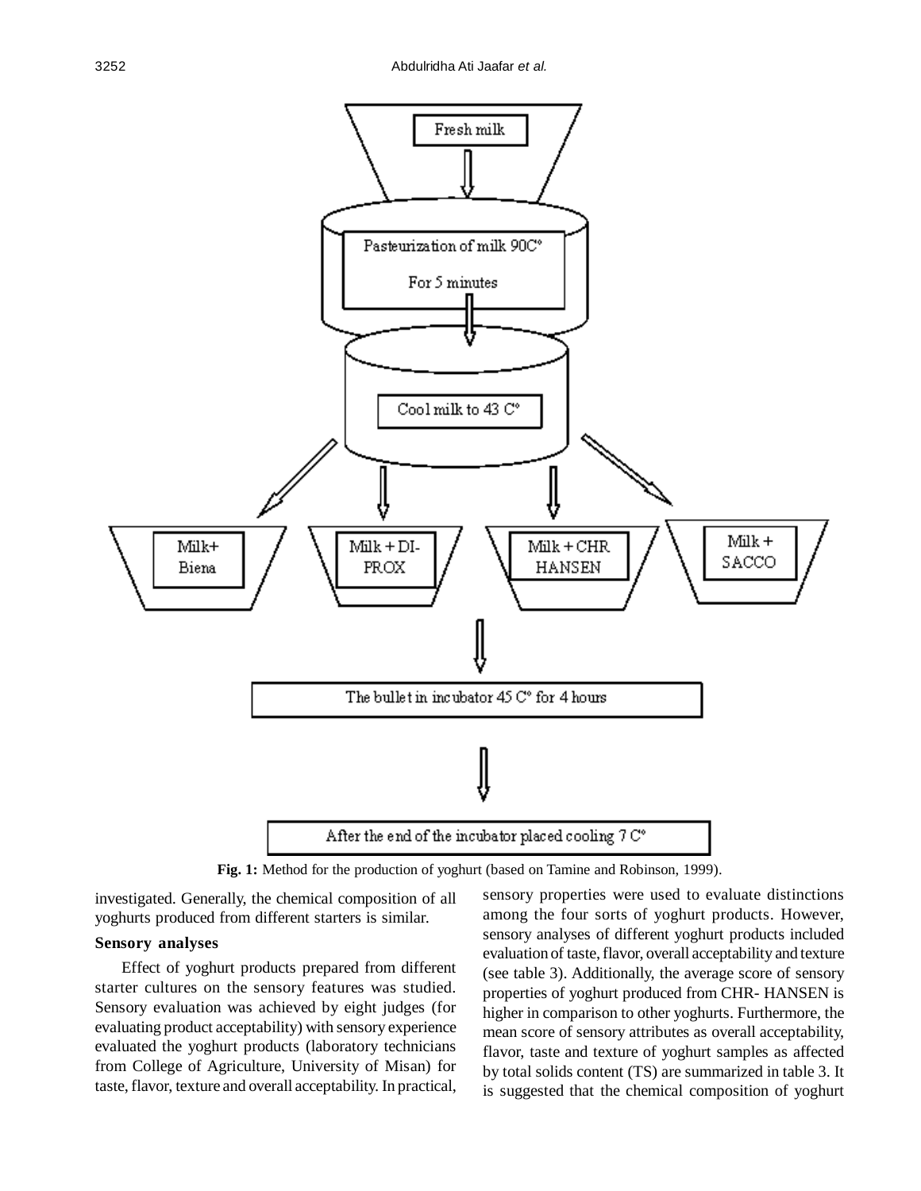Fig. 1: Method for the production of yoghurt (based on Tamine and Robinson, 1999).

investigated. Generally, the chemical composition of all yoghurts produced from different starters is similar.

### Sensory analyses

Effect of yoghurt products prepared from different starter cultures on the sensory features was studied. Sensory evaluation was achieved by eight judges (for evaluating product acceptability) with sensory experience evaluated the yoghurt products (laboratory technicians from College of Agriculture, University of Misan) for taste, flavor, texture and overall acceptability. In practical, sensory properties were used to evaluate distinctions among the four sorts of yoghurt products. However, sensory analyses of different yoghurt products included evaluation of taste, flavor, overall acceptability and texture (see table 3). Additionally, the average score of sensory properties of yoghurt produced from CHR- HANSEN is higher in comparison to other yoghurts. Furthermore, the mean score of sensory attributes as overall acceptability, flavor, taste and texture of yoghurt samples as affected by total solids content (TS) are summarized in table 3. It is suggested that the chemical composition of yoghurt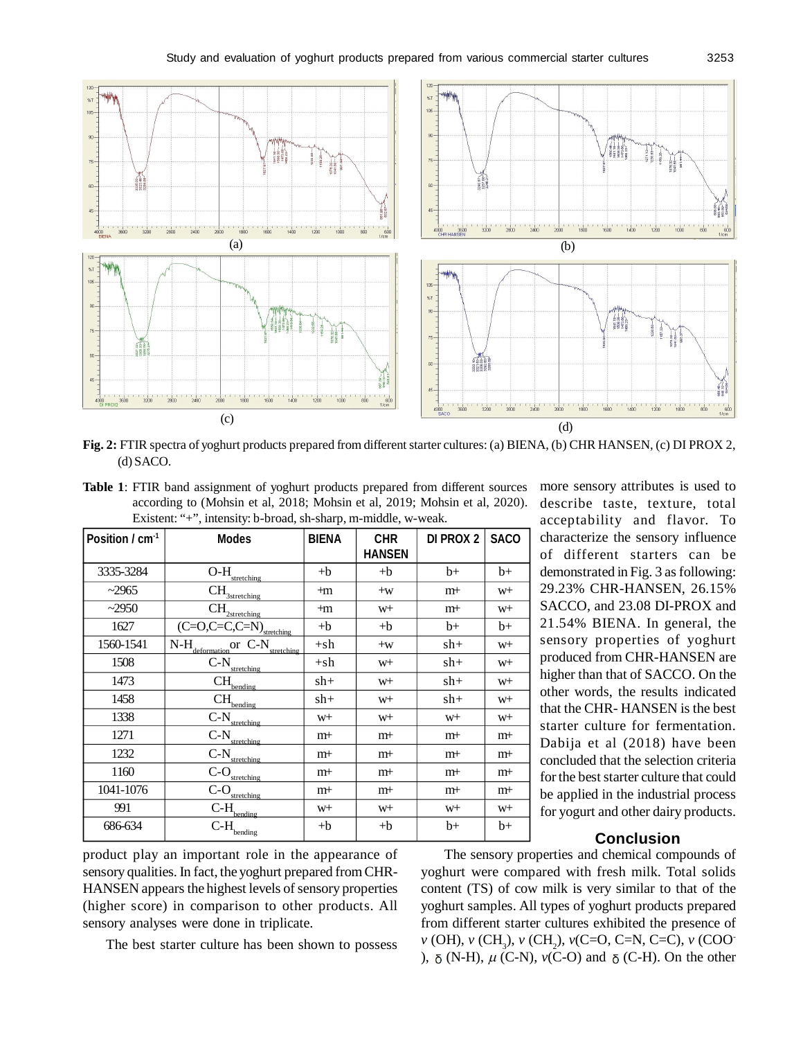**Fig. 2:** FTIR spectra of yoghurt products prepared from different starter cultures: (a) BIENA, (b) CHR HANSEN, (c) DI PROX 2, (d) SACO.

**Table 1**: FTIR band assignment of yoghurt products prepared from different sources according to (Mohsin et al, 2018; Mohsin et al, 2019; Mohsin et al, 2020). Existent: "+", intensity: b-broad, sh-sharp, m-middle, w-weak.

| Position / $cm^{-1}$ | Modes | BIENA | CHR HANSEN | DI PROX 2 | SACO |
|---|---|---|---|---|---|
| 3335-3284 | $O\text{-}H_{stretching}$ | +b | +b | b+ | b+ |
| ~2965 | $CH_{3stretching}$ | +m | +w | m+ | w+ |
| ~2950 | $CH_{2stretching}$ | +m | w+ | m+ | w+ |
| 1627 | $(C{=}O, C{=}C, C{=}N)_{stretching}$ | +b | +b | b+ | b+ |
| 1560-1541 | $N\text{-}H_{deformation}$ or $C\text{-}N_{stretching}$ | +sh | +w | sh+ | w+ |
| 1508 | $C\text{-}N_{stretching}$ | +sh | w+ | sh+ | w+ |
| 1473 | $CH_{bending}$ | sh+ | w+ | sh+ | w+ |
| 1458 | $CH_{bending}$ | sh+ | w+ | sh+ | w+ |
| 1338 | $C\text{-}N_{stretching}$ | w+ | w+ | w+ | w+ |
| 1271 | $C\text{-}N_{stretching}$ | m+ | m+ | m+ | m+ |
| 1232 | $C\text{-}N_{stretching}$ | m+ | m+ | m+ | m+ |
| 1160 | $C\text{-}O_{stretching}$ | m+ | m+ | m+ | m+ |
| 1041-1076 | $C\text{-}O_{stretching}$ | m+ | m+ | m+ | m+ |
| 991 | $C\text{-}H_{bending}$ | w+ | w+ | w+ | w+ |
| 686-634 | $C\text{-}H_{bending}$ | +b | +b | b+ | b+ |

product play an important role in the appearance of sensory qualities. In fact, the yoghurt prepared from CHR-HANSEN appears the highest levels of sensory properties (higher score) in comparison to other products. All sensory analyses were done in triplicate.

The best starter culture has been shown to possess more sensory attributes is used to describe taste, texture, total acceptability and flavor. To characterize the sensory influence of different starters can be demonstrated in Fig. 3 as following: 29.23% CHR-HANSEN, 26.15% SACCO, and 23.08 DI-PROX and 21.54% BIENA. In general, the sensory properties of yoghurt produced from CHR-HANSEN are higher than that of SACCO. On the other words, the results indicated that the CHR- HANSEN is the best starter culture for fermentation. Dabija et al (2018) have been concluded that the selection criteria for the best starter culture that could be applied in the industrial process for yogurt and other dairy products.

## Conclusion

The sensory properties and chemical compounds of yoghurt were compared with fresh milk. Total solids content (TS) of cow milk is very similar to that of the yoghurt samples. All types of yoghurt products prepared from different starter cultures exhibited the presence of $\nu$ (OH), $\nu$ ($CH_3$), $\nu$ ($CH_2$), $\nu$(C=O, C=N, C=C), $\nu$ ($COO^-$), $\delta$ (N-H), $\mu$ (C-N), $\nu$(C-O) and $\delta$ (C-H). On the other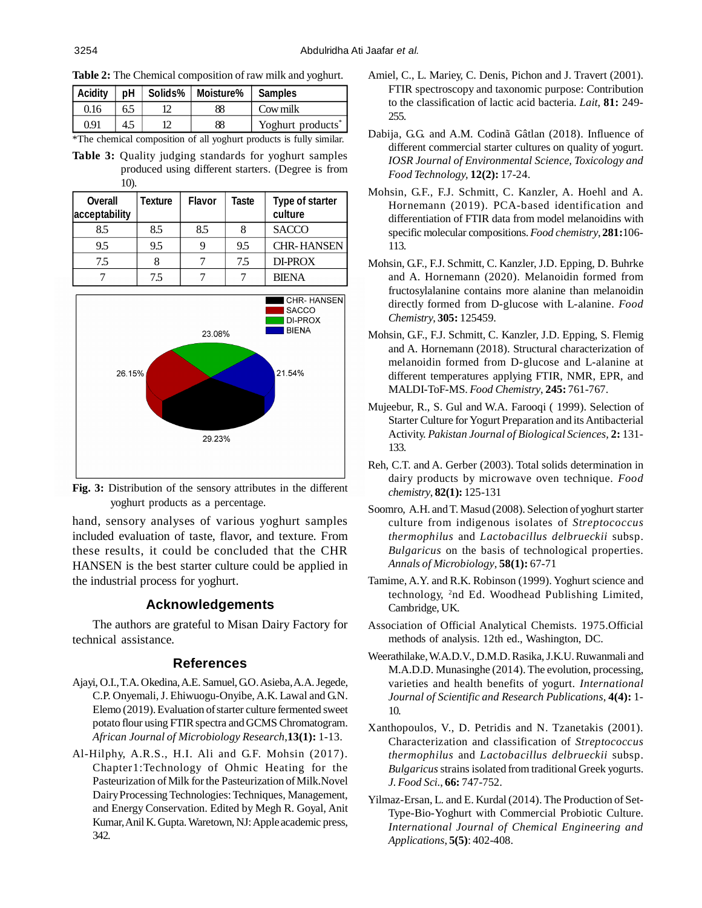**Table 2:** The Chemical composition of raw milk and yoghurt.

| Acidity | pH | Solids% | Moisture% | Samples |
|---|---|---|---|---|
| 0.16 | 6.5 | 12 | 88 | Cow milk |
| 0.91 | 4.5 | 12 | 88 | Yoghurt products* |

*The chemical composition of all yoghurt products is fully similar.

**Table 3:** Quality judging standards for yoghurt samples produced using different starters. (Degree is from 10).

| Overall acceptability | Texture | Flavor | Taste | Type of starter culture |
|---|---|---|---|---|
| 8.5 | 8.5 | 8.5 | 8 | SACCO |
| 9.5 | 9.5 | 9 | 9.5 | CHR- HANSEN |
| 7.5 | 8 | 7 | 7.5 | DI-PROX |
| 7 | 7.5 | 7 | 7 | BIENA |

CHR- HANSEN
SACCO
DI-PROX
BIENA
23.08%
26.15%
21.54%
29.23%

**Fig. 3:** Distribution of the sensory attributes in the different yoghurt products as a percentage.

hand, sensory analyses of various yoghurt samples included evaluation of taste, flavor, and texture. From these results, it could be concluded that the CHR HANSEN is the best starter culture could be applied in the industrial process for yoghurt.

## Acknowledgements

The authors are grateful to Misan Dairy Factory for technical assistance.

## References

Ajayi, O.I., T.A. Okedina, A.E. Samuel, G.O. Asieba, A.A. Jegede, C.P. Onyemali, J. Ehiwuogu-Onyibe, A.K. Lawal and G.N. Elemo (2019). Evaluation of starter culture fermented sweet potato flour using FTIR spectra and GCMS Chromatogram. *African Journal of Microbiology Research*, **13(1):** 1-13.

Al-Hilphy, A.R.S., H.I. Ali and G.F. Mohsin (2017). Chapter1:Technology of Ohmic Heating for the Pasteurization of Milk for the Pasteurization of Milk.Novel Dairy Processing Technologies: Techniques, Management, and Energy Conservation. Edited by Megh R. Goyal, Anit Kumar, Anil K. Gupta. Waretown, NJ: Apple academic press, 342.

Amiel, C., L. Mariey, C. Denis, Pichon and J. Travert (2001). FTIR spectroscopy and taxonomic purpose: Contribution to the classification of lactic acid bacteria. *Lait*, **81:** 249-255.

Dabija, G.G. and A.M. Codinã Gâtlan (2018). Influence of different commercial starter cultures on quality of yogurt. *IOSR Journal of Environmental Science, Toxicology and Food Technology*, **12(2):** 17-24.

Mohsin, G.F., F.J. Schmitt, C. Kanzler, A. Hoehl and A. Hornemann (2019). PCA-based identification and differentiation of FTIR data from model melanoidins with specific molecular compositions. *Food chemistry*, **281:**106-113.

Mohsin, G.F., F.J. Schmitt, C. Kanzler, J.D. Epping, D. Buhrke and A. Hornemann (2020). Melanoidin formed from fructosylalanine contains more alanine than melanoidin directly formed from D-glucose with L-alanine. *Food Chemistry*, **305:** 125459.

Mohsin, G.F., F.J. Schmitt, C. Kanzler, J.D. Epping, S. Flemig and A. Hornemann (2018). Structural characterization of melanoidin formed from D-glucose and L-alanine at different temperatures applying FTIR, NMR, EPR, and MALDI-ToF-MS. *Food Chemistry*, **245:** 761-767.

Mujeebur, R., S. Gul and W.A. Farooqi ( 1999). Selection of Starter Culture for Yogurt Preparation and its Antibacterial Activity. *Pakistan Journal of Biological Sciences*, **2:** 131-133.

Reh, C.T. and A. Gerber (2003). Total solids determination in dairy products by microwave oven technique. *Food chemistry*, **82(1):** 125-131

Soomro, A.H. and T. Masud (2008). Selection of yoghurt starter culture from indigenous isolates of *Streptococcus thermophilus* and *Lactobacillus delbrueckii* subsp. *Bulgaricus* on the basis of technological properties. *Annals of Microbiology*, **58(1):** 67-71

Tamime, A.Y. and R.K. Robinson (1999). Yoghurt science and technology, [2]nd Ed. Woodhead Publishing Limited, Cambridge, UK.

Association of Official Analytical Chemists. 1975.Official methods of analysis. 12th ed., Washington, DC.

Weerathilake, W.A.D.V., D.M.D. Rasika, J.K.U. Ruwanmali and M.A.D.D. Munasinghe (2014). The evolution, processing, varieties and health benefits of yogurt. *International Journal of Scientific and Research Publications*, **4(4):** 1-10.

Xanthopoulos, V., D. Petridis and N. Tzanetakis (2001). Characterization and classification of *Streptococcus thermophilus* and *Lactobacillus delbrueckii* subsp. *Bulgaricus* strains isolated from traditional Greek yogurts. *J. Food Sci.*, **66:** 747-752.

Yilmaz-Ersan, L. and E. Kurdal (2014). The Production of Set-Type-Bio-Yoghurt with Commercial Probiotic Culture. *International Journal of Chemical Engineering and Applications*, **5(5)**: 402-408.